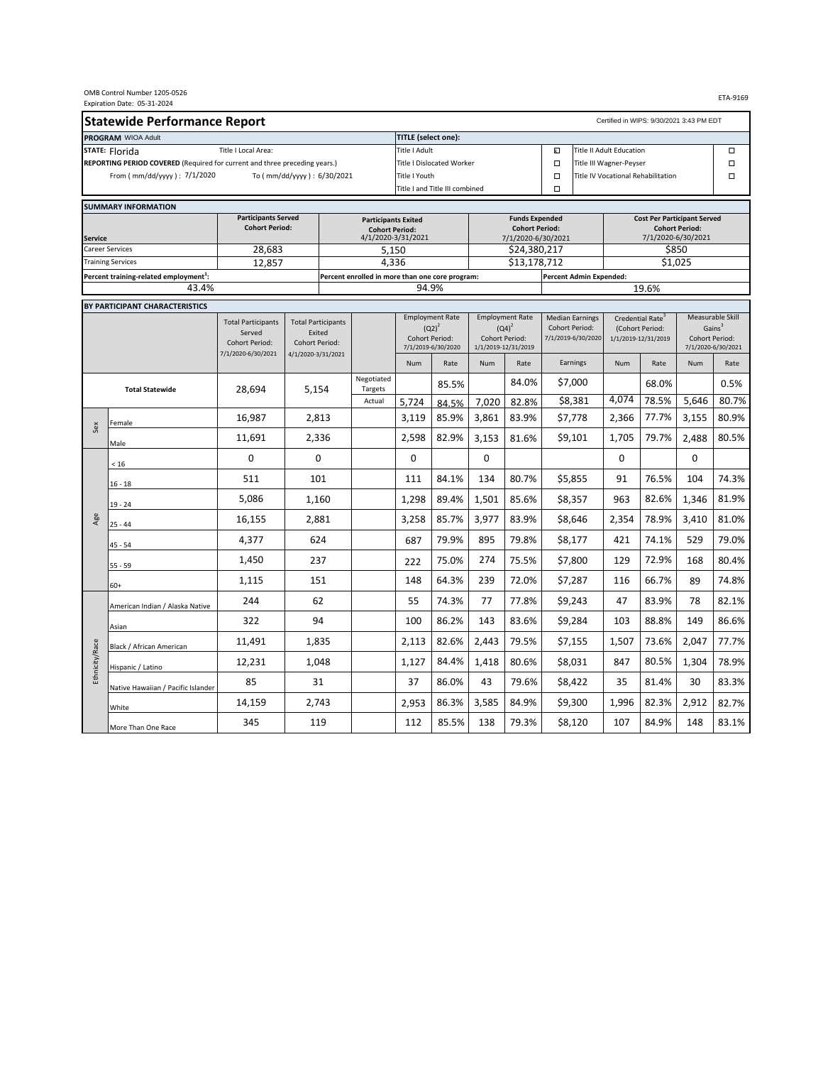OMB Control Number 1205-0526
Expiration Date: 05-31-2024

ETA-9169

# Statewide Performance Report

Certified in WIPS: 9/30/2021 3:43 PM EDT

| | | | |
|---|---|---|---|
| **PROGRAM** WIOA Adult | | **TITLE (select one):** | |
| **STATE:** Florida | Title I Local Area: | Title I Adult ☒ | Title II Adult Education ☐ |
| **REPORTING PERIOD COVERED** (Required for current and three preceding years.) | | Title I Dislocated Worker ☐ | Title III Wagner-Peyser ☐ |
| From ( mm/dd/yyyy ) : 7/1/2020 | To ( mm/dd/yyyy ) : 6/30/2021 | Title I Youth ☐ | Title IV Vocational Rehabilitation ☐ |
| | | Title I and Title III combined ☐ | |

## SUMMARY INFORMATION

| Service | Participants Served Cohort Period: | Participants Exited Cohort Period: 4/1/2020-3/31/2021 | Funds Expended Cohort Period: 7/1/2020-6/30/2021 | Cost Per Participant Served Cohort Period: 7/1/2020-6/30/2021 |
|---|---|---|---|---|
| Career Services | 28,683 | 5,150 | $24,380,217 | $850 |
| Training Services | 12,857 | 4,336 | $13,178,712 | $1,025 |

| Percent training-related employment[1]: | Percent enrolled in more than one core program: | Percent Admin Expended: |
|---|---|---|
| 43.4% | 94.9% | 19.6% |

## BY PARTICIPANT CHARACTERISTICS

| | | Total Participants Served Cohort Period: 7/1/2020-6/30/2021 | Total Participants Exited Cohort Period: 4/1/2020-3/31/2021 | | Employment Rate (Q2)[2] Cohort Period: 7/1/2019-6/30/2020 | | Employment Rate (Q4)[2] Cohort Period: 1/1/2019-12/31/2019 | | Median Earnings Cohort Period: 7/1/2019-6/30/2020 | Credential Rate[3] (Cohort Period: 1/1/2019-12/31/2019 | | Measurable Skill Gains[3] Cohort Period: 7/1/2020-6/30/2021 | |
|---|---|---|---|---|---|---|---|---|---|---|---|---|---|
| | | | | | Num | Rate | Num | Rate | Earnings | Num | Rate | Num | Rate |
| **Total Statewide** | | 28,694 | 5,154 | Negotiated Targets | | 85.5% | | 84.0% | $7,000 | | 68.0% | | 0.5% |
| | | | | Actual | 5,724 | 84.5% | 7,020 | 82.8% | $8,381 | 4,074 | 78.5% | 5,646 | 80.7% |
| Sex | Female | 16,987 | 2,813 | | 3,119 | 85.9% | 3,861 | 83.9% | $7,778 | 2,366 | 77.7% | 3,155 | 80.9% |
| | Male | 11,691 | 2,336 | | 2,598 | 82.9% | 3,153 | 81.6% | $9,101 | 1,705 | 79.7% | 2,488 | 80.5% |
| Age | < 16 | 0 | 0 | | 0 | | 0 | | | 0 | | 0 | |
| | 16 - 18 | 511 | 101 | | 111 | 84.1% | 134 | 80.7% | $5,855 | 91 | 76.5% | 104 | 74.3% |
| | 19 - 24 | 5,086 | 1,160 | | 1,298 | 89.4% | 1,501 | 85.6% | $8,357 | 963 | 82.6% | 1,346 | 81.9% |
| | 25 - 44 | 16,155 | 2,881 | | 3,258 | 85.7% | 3,977 | 83.9% | $8,646 | 2,354 | 78.9% | 3,410 | 81.0% |
| | 45 - 54 | 4,377 | 624 | | 687 | 79.9% | 895 | 79.8% | $8,177 | 421 | 74.1% | 529 | 79.0% |
| | 55 - 59 | 1,450 | 237 | | 222 | 75.0% | 274 | 75.5% | $7,800 | 129 | 72.9% | 168 | 80.4% |
| | 60+ | 1,115 | 151 | | 148 | 64.3% | 239 | 72.0% | $7,287 | 116 | 66.7% | 89 | 74.8% |
| Ethnicity/Race | American Indian / Alaska Native | 244 | 62 | | 55 | 74.3% | 77 | 77.8% | $9,243 | 47 | 83.9% | 78 | 82.1% |
| | Asian | 322 | 94 | | 100 | 86.2% | 143 | 83.6% | $9,284 | 103 | 88.8% | 149 | 86.6% |
| | Black / African American | 11,491 | 1,835 | | 2,113 | 82.6% | 2,443 | 79.5% | $7,155 | 1,507 | 73.6% | 2,047 | 77.7% |
| | Hispanic / Latino | 12,231 | 1,048 | | 1,127 | 84.4% | 1,418 | 80.6% | $8,031 | 847 | 80.5% | 1,304 | 78.9% |
| | Native Hawaiian / Pacific Islander | 85 | 31 | | 37 | 86.0% | 43 | 79.6% | $8,422 | 35 | 81.4% | 30 | 83.3% |
| | White | 14,159 | 2,743 | | 2,953 | 86.3% | 3,585 | 84.9% | $9,300 | 1,996 | 82.3% | 2,912 | 82.7% |
| | More Than One Race | 345 | 119 | | 112 | 85.5% | 138 | 79.3% | $8,120 | 107 | 84.9% | 148 | 83.1% |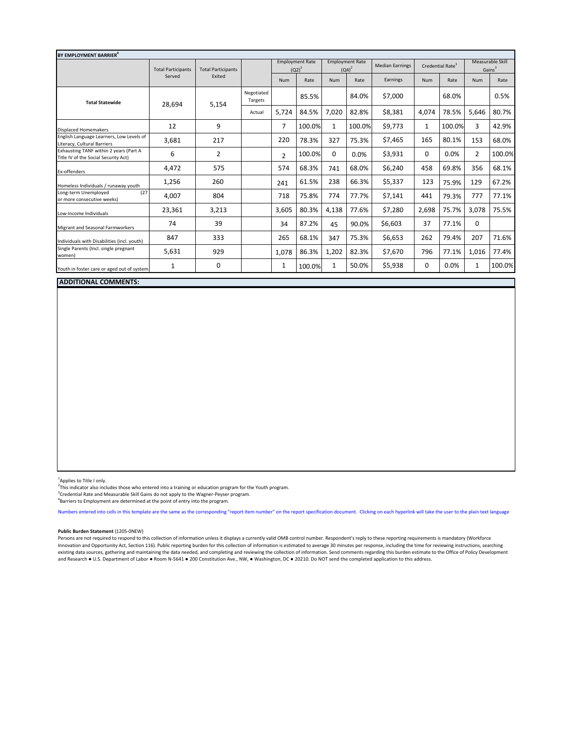| BY EMPLOYMENT BARRIER[4] | | | | | | | | | | | | |
|---|---|---|---|---|---|---|---|---|---|---|---|---|
| | Total Participants Served | Total Participants Exited | | Employment Rate (Q2)[2] | | Employment Rate (Q4)[2] | | Median Earnings | Credential Rate[3] | | Measurable Skill Gains[3] | |
| | | | | Num | Rate | Num | Rate | Earnings | Num | Rate | Num | Rate |
| Total Statewide | 28,694 | 5,154 | Negotiated Targets | | 85.5% | | 84.0% | $7,000 | | 68.0% | | 0.5% |
| | | | Actual | 5,724 | 84.5% | 7,020 | 82.8% | $8,381 | 4,074 | 78.5% | 5,646 | 80.7% |
| Displaced Homemakers | 12 | 9 | | 7 | 100.0% | 1 | 100.0% | $9,773 | 1 | 100.0% | 3 | 42.9% |
| English Language Learners, Low Levels of Literacy, Cultural Barriers | 3,681 | 217 | | 220 | 78.3% | 327 | 75.3% | $7,465 | 165 | 80.1% | 153 | 68.0% |
| Exhausting TANF within 2 years (Part A Title IV of the Social Security Act) | 6 | 2 | | 2 | 100.0% | 0 | 0.0% | $3,931 | 0 | 0.0% | 2 | 100.0% |
| Ex-offenders | 4,472 | 575 | | 574 | 68.3% | 741 | 68.0% | $6,240 | 458 | 69.8% | 356 | 68.1% |
| Homeless Individuals / runaway youth | 1,256 | 260 | | 241 | 61.5% | 238 | 66.3% | $5,337 | 123 | 75.9% | 129 | 67.2% |
| Long-term Unemployed (27 or more consecutive weeks) | 4,007 | 804 | | 718 | 75.8% | 774 | 77.7% | $7,141 | 441 | 79.3% | 777 | 77.1% |
| Low-Income Individuals | 23,361 | 3,213 | | 3,605 | 80.3% | 4,138 | 77.6% | $7,280 | 2,698 | 75.7% | 3,078 | 75.5% |
| Migrant and Seasonal Farmworkers | 74 | 39 | | 34 | 87.2% | 45 | 90.0% | $6,603 | 37 | 77.1% | 0 | |
| Individuals with Disabilities (incl. youth) | 847 | 333 | | 265 | 68.1% | 347 | 75.3% | $6,653 | 262 | 79.4% | 207 | 71.6% |
| Single Parents (Incl. single pregnant women) | 5,631 | 929 | | 1,078 | 86.3% | 1,202 | 82.3% | $7,670 | 796 | 77.1% | 1,016 | 77.4% |
| Youth in foster care or aged out of system | 1 | 0 | | 1 | 100.0% | 1 | 50.0% | $5,938 | 0 | 0.0% | 1 | 100.0% |

**ADDITIONAL COMMENTS:**

[1]Applies to Title I only.
[2]This indicator also includes those who entered into a training or education program for the Youth program.
[3]Credential Rate and Measurable Skill Gains do not apply to the Wagner-Peyser program.
[4]Barriers to Employment are determined at the point of entry into the program.

Numbers entered into cells in this template are the same as the corresponding "report item number" on the report specification document. Clicking on each hyperlink will take the user to the plain text language

**Public Burden Statement** (1205-0NEW)
Persons are not required to respond to this collection of information unless it displays a currently valid OMB control number. Respondent's reply to these reporting requirements is mandatory (Workforce Innovation and Opportunity Act, Section 116). Public reporting burden for this collection of information is estimated to average 30 minutes per response, including the time for reviewing instructions, searching existing data sources, gathering and maintaining the data needed, and completing and reviewing the collection of information. Send comments regarding this burden estimate to the Office of Policy Development and Research ● U.S. Department of Labor ● Room N-5641 ● 200 Constitution Ave., NW, ● Washington, DC ● 20210. Do NOT send the completed application to this address.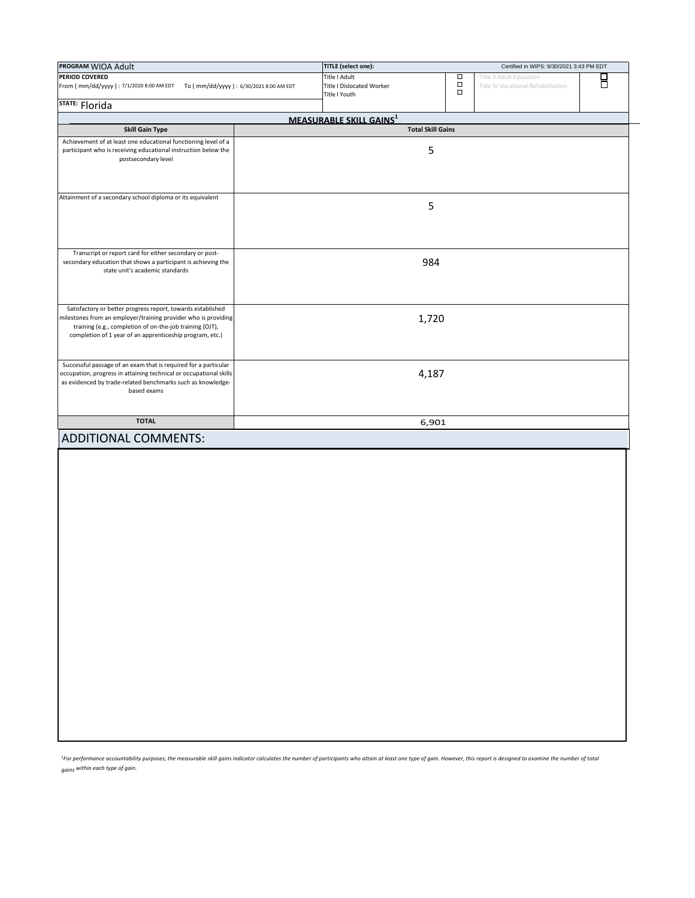| | | | |
|---|---|---|---|
| **PROGRAM** WIOA Adult | **TITLE (select one):** | | Certified in WIPS: 9/30/2021 3:43 PM EDT |
| **PERIOD COVERED** From ( mm/dd/yyyy ) : 7/1/2020 8:00 AM EDT To ( mm/dd/yyyy ) : 6/30/2021 8:00 AM EDT | Title I Adult ☐ Title I Dislocated Worker ☐ Title I Youth ☐ | | Title II Adult Education ☐ Title IV Vocational Rehabilitation ☐ |
| **STATE:** Florida | | | |

## MEASURABLE SKILL GAINS[1]

| Skill Gain Type | Total Skill Gains |
|---|---|
| Achievement of at least one educational functioning level of a participant who is receiving educational instruction below the postsecondary level | 5 |
| Attainment of a secondary school diploma or its equivalent | 5 |
| Transcript or report card for either secondary or post-secondary education that shows a participant is achieving the state unit's academic standards | 984 |
| Satisfactory or better progress report, towards established milestones from an employer/training provider who is providing training (e.g., completion of on-the-job training (OJT), completion of 1 year of an apprenticeship program, etc.) | 1,720 |
| Successful passage of an exam that is required for a particular occupation, progress in attaining technical or occupational skills as evidenced by trade-related benchmarks such as knowledge-based exams | 4,187 |
| **TOTAL** | 6,901 |

## ADDITIONAL COMMENTS:

*[1]For performance accountability purposes, the measurable skill gains indicator calculates the number of participants who attain at least one type of gain. However, this report is designed to examine the number of total gains within each type of gain.*